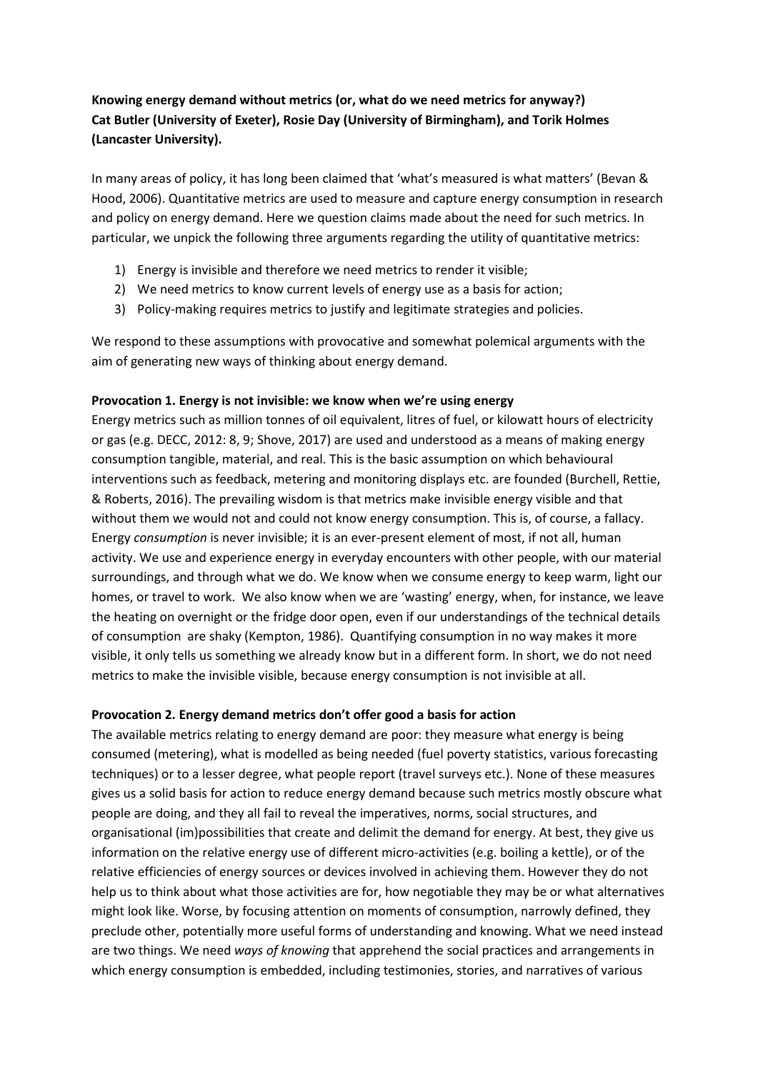**Knowing energy demand without metrics (or, what do we need metrics for anyway?)**
**Cat Butler (University of Exeter), Rosie Day (University of Birmingham), and Torik Holmes (Lancaster University).**

In many areas of policy, it has long been claimed that 'what's measured is what matters' (Bevan & Hood, 2006). Quantitative metrics are used to measure and capture energy consumption in research and policy on energy demand. Here we question claims made about the need for such metrics. In particular, we unpick the following three arguments regarding the utility of quantitative metrics:

1) Energy is invisible and therefore we need metrics to render it visible;
2) We need metrics to know current levels of energy use as a basis for action;
3) Policy-making requires metrics to justify and legitimate strategies and policies.

We respond to these assumptions with provocative and somewhat polemical arguments with the aim of generating new ways of thinking about energy demand.

**Provocation 1. Energy is not invisible: we know when we're using energy**

Energy metrics such as million tonnes of oil equivalent, litres of fuel, or kilowatt hours of electricity or gas (e.g. DECC, 2012: 8, 9; Shove, 2017) are used and understood as a means of making energy consumption tangible, material, and real. This is the basic assumption on which behavioural interventions such as feedback, metering and monitoring displays etc. are founded (Burchell, Rettie, & Roberts, 2016). The prevailing wisdom is that metrics make invisible energy visible and that without them we would not and could not know energy consumption. This is, of course, a fallacy. Energy *consumption* is never invisible; it is an ever-present element of most, if not all, human activity. We use and experience energy in everyday encounters with other people, with our material surroundings, and through what we do. We know when we consume energy to keep warm, light our homes, or travel to work. We also know when we are 'wasting' energy, when, for instance, we leave the heating on overnight or the fridge door open, even if our understandings of the technical details of consumption are shaky (Kempton, 1986). Quantifying consumption in no way makes it more visible, it only tells us something we already know but in a different form. In short, we do not need metrics to make the invisible visible, because energy consumption is not invisible at all.

**Provocation 2. Energy demand metrics don't offer good a basis for action**

The available metrics relating to energy demand are poor: they measure what energy is being consumed (metering), what is modelled as being needed (fuel poverty statistics, various forecasting techniques) or to a lesser degree, what people report (travel surveys etc.). None of these measures gives us a solid basis for action to reduce energy demand because such metrics mostly obscure what people are doing, and they all fail to reveal the imperatives, norms, social structures, and organisational (im)possibilities that create and delimit the demand for energy. At best, they give us information on the relative energy use of different micro-activities (e.g. boiling a kettle), or of the relative efficiencies of energy sources or devices involved in achieving them. However they do not help us to think about what those activities are for, how negotiable they may be or what alternatives might look like. Worse, by focusing attention on moments of consumption, narrowly defined, they preclude other, potentially more useful forms of understanding and knowing. What we need instead are two things. We need *ways of knowing* that apprehend the social practices and arrangements in which energy consumption is embedded, including testimonies, stories, and narratives of various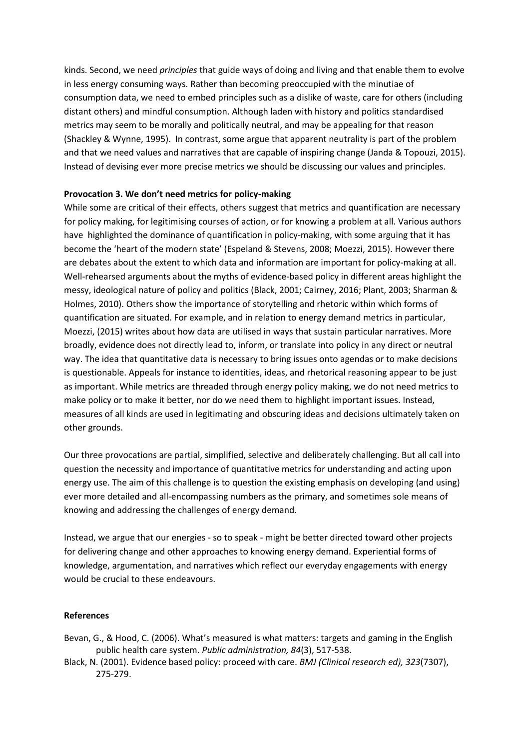kinds. Second, we need *principles* that guide ways of doing and living and that enable them to evolve in less energy consuming ways. Rather than becoming preoccupied with the minutiae of consumption data, we need to embed principles such as a dislike of waste, care for others (including distant others) and mindful consumption. Although laden with history and politics standardised metrics may seem to be morally and politically neutral, and may be appealing for that reason (Shackley & Wynne, 1995). In contrast, some argue that apparent neutrality is part of the problem and that we need values and narratives that are capable of inspiring change (Janda & Topouzi, 2015). Instead of devising ever more precise metrics we should be discussing our values and principles.

**Provocation 3. We don't need metrics for policy-making**

While some are critical of their effects, others suggest that metrics and quantification are necessary for policy making, for legitimising courses of action, or for knowing a problem at all. Various authors have highlighted the dominance of quantification in policy-making, with some arguing that it has become the 'heart of the modern state' (Espeland & Stevens, 2008; Moezzi, 2015). However there are debates about the extent to which data and information are important for policy-making at all. Well-rehearsed arguments about the myths of evidence-based policy in different areas highlight the messy, ideological nature of policy and politics (Black, 2001; Cairney, 2016; Plant, 2003; Sharman & Holmes, 2010). Others show the importance of storytelling and rhetoric within which forms of quantification are situated. For example, and in relation to energy demand metrics in particular, Moezzi, (2015) writes about how data are utilised in ways that sustain particular narratives. More broadly, evidence does not directly lead to, inform, or translate into policy in any direct or neutral way. The idea that quantitative data is necessary to bring issues onto agendas or to make decisions is questionable. Appeals for instance to identities, ideas, and rhetorical reasoning appear to be just as important. While metrics are threaded through energy policy making, we do not need metrics to make policy or to make it better, nor do we need them to highlight important issues. Instead, measures of all kinds are used in legitimating and obscuring ideas and decisions ultimately taken on other grounds.

Our three provocations are partial, simplified, selective and deliberately challenging. But all call into question the necessity and importance of quantitative metrics for understanding and acting upon energy use. The aim of this challenge is to question the existing emphasis on developing (and using) ever more detailed and all-encompassing numbers as the primary, and sometimes sole means of knowing and addressing the challenges of energy demand.

Instead, we argue that our energies - so to speak - might be better directed toward other projects for delivering change and other approaches to knowing energy demand. Experiential forms of knowledge, argumentation, and narratives which reflect our everyday engagements with energy would be crucial to these endeavours.

**References**

Bevan, G., & Hood, C. (2006). What's measured is what matters: targets and gaming in the English public health care system. *Public administration, 84*(3), 517-538.

Black, N. (2001). Evidence based policy: proceed with care. *BMJ (Clinical research ed), 323*(7307), 275-279.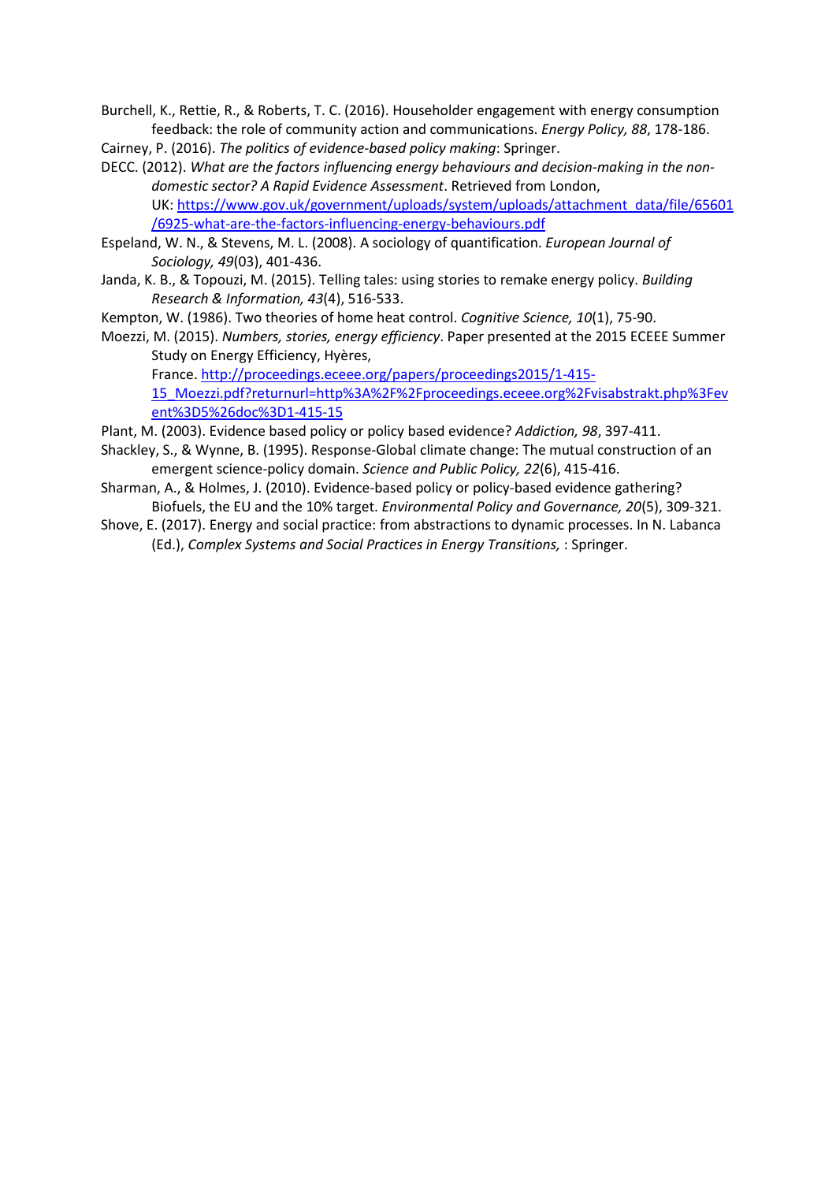Burchell, K., Rettie, R., & Roberts, T. C. (2016). Householder engagement with energy consumption feedback: the role of community action and communications. *Energy Policy, 88*, 178-186.

Cairney, P. (2016). *The politics of evidence-based policy making*: Springer.

DECC. (2012). *What are the factors influencing energy behaviours and decision-making in the non-domestic sector? A Rapid Evidence Assessment*. Retrieved from London, UK: https://www.gov.uk/government/uploads/system/uploads/attachment_data/file/65601/6925-what-are-the-factors-influencing-energy-behaviours.pdf

Espeland, W. N., & Stevens, M. L. (2008). A sociology of quantification. *European Journal of Sociology, 49*(03), 401-436.

Janda, K. B., & Topouzi, M. (2015). Telling tales: using stories to remake energy policy. *Building Research & Information, 43*(4), 516-533.

Kempton, W. (1986). Two theories of home heat control. *Cognitive Science, 10*(1), 75-90.

Moezzi, M. (2015). *Numbers, stories, energy efficiency*. Paper presented at the 2015 ECEEE Summer Study on Energy Efficiency, Hyères, France. http://proceedings.eceee.org/papers/proceedings2015/1-415-15_Moezzi.pdf?returnurl=http%3A%2F%2Fproceedings.eceee.org%2Fvisabstrakt.php%3Fevent%3D5%26doc%3D1-415-15

Plant, M. (2003). Evidence based policy or policy based evidence? *Addiction, 98*, 397-411.

Shackley, S., & Wynne, B. (1995). Response-Global climate change: The mutual construction of an emergent science-policy domain. *Science and Public Policy, 22*(6), 415-416.

Sharman, A., & Holmes, J. (2010). Evidence-based policy or policy-based evidence gathering? Biofuels, the EU and the 10% target. *Environmental Policy and Governance, 20*(5), 309-321.

Shove, E. (2017). Energy and social practice: from abstractions to dynamic processes. In N. Labanca (Ed.), *Complex Systems and Social Practices in Energy Transitions,* : Springer.